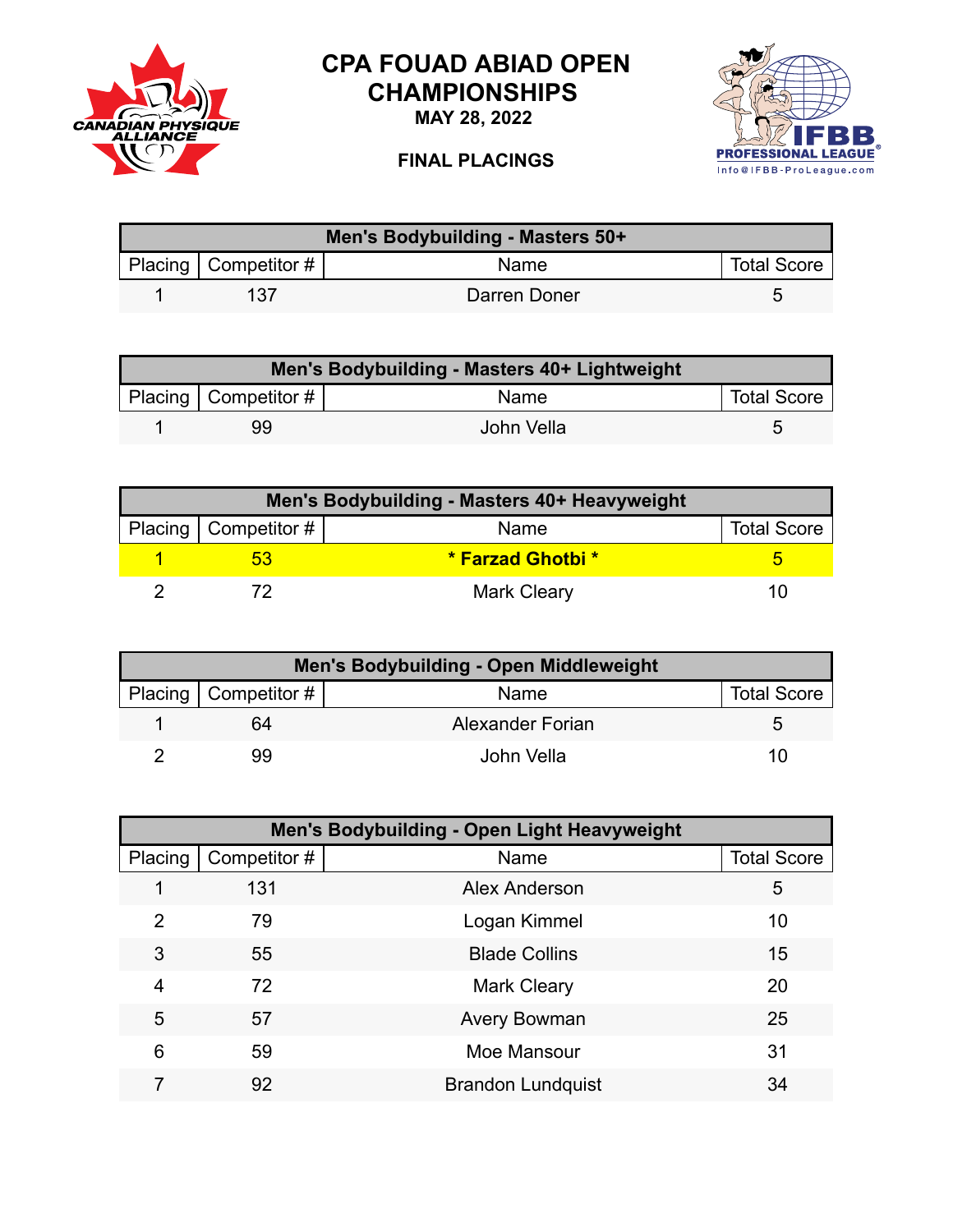# CPA FOUAD ABIAD OPEN CHAMPIONSHIPS

**MAY 28, 2022**

**FINAL PLACINGS**

| Men's Bodybuilding - Masters 50+ | | | |
|---|---|---|---|
| Placing | Competitor # | Name | Total Score |
| 1 | 137 | Darren Doner | 5 |

| Men's Bodybuilding - Masters 40+ Lightweight | | | |
|---|---|---|---|
| Placing | Competitor # | Name | Total Score |
| 1 | 99 | John Vella | 5 |

| Men's Bodybuilding - Masters 40+ Heavyweight | | | |
|---|---|---|---|
| Placing | Competitor # | Name | Total Score |
| **1** | **53** | *** Farzad Ghotbi *** | **5** |
| 2 | 72 | Mark Cleary | 10 |

| Men's Bodybuilding - Open Middleweight | | | |
|---|---|---|---|
| Placing | Competitor # | Name | Total Score |
| 1 | 64 | Alexander Forian | 5 |
| 2 | 99 | John Vella | 10 |

| Men's Bodybuilding - Open Light Heavyweight | | | |
|---|---|---|---|
| Placing | Competitor # | Name | Total Score |
| 1 | 131 | Alex Anderson | 5 |
| 2 | 79 | Logan Kimmel | 10 |
| 3 | 55 | Blade Collins | 15 |
| 4 | 72 | Mark Cleary | 20 |
| 5 | 57 | Avery Bowman | 25 |
| 6 | 59 | Moe Mansour | 31 |
| 7 | 92 | Brandon Lundquist | 34 |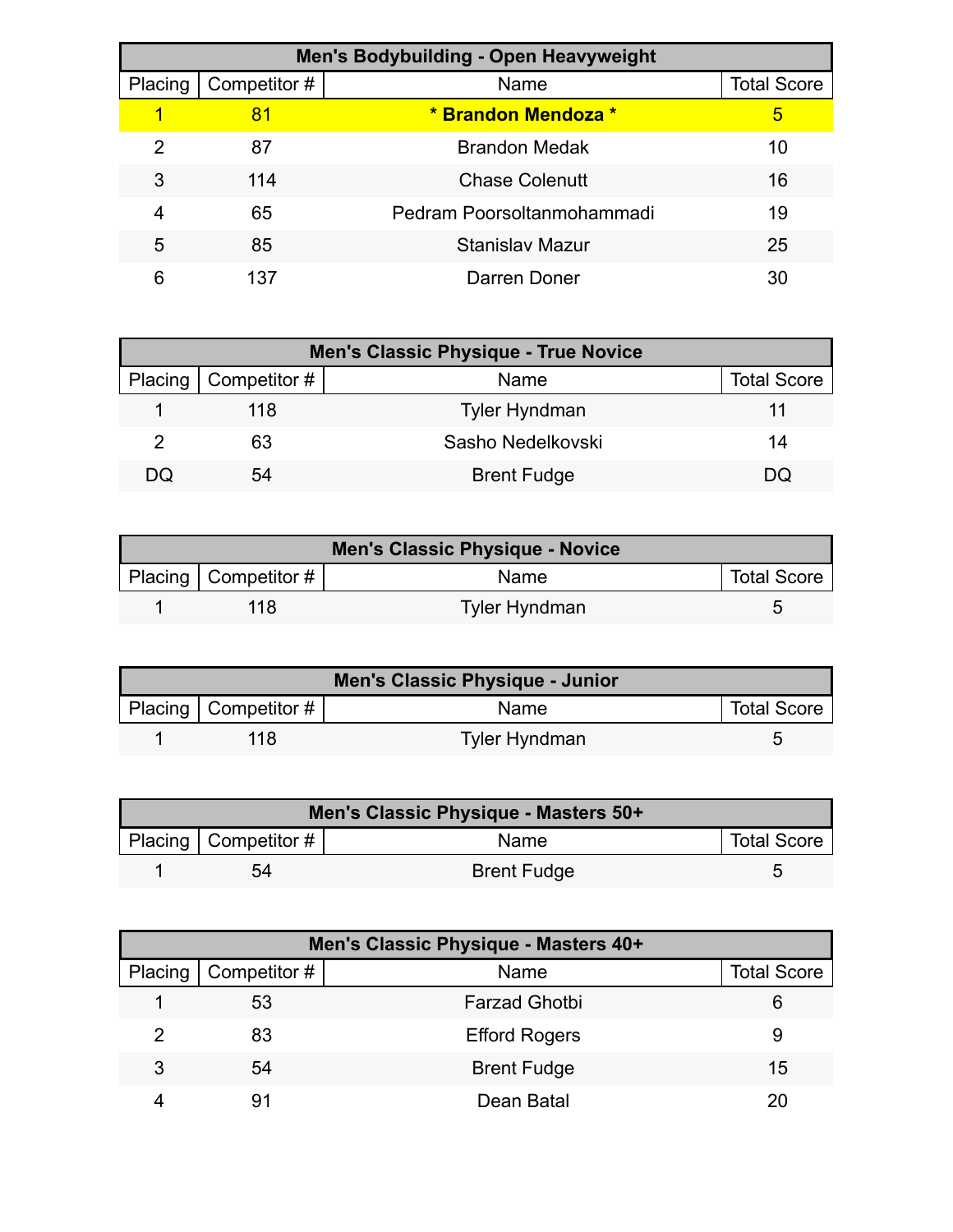| Men's Bodybuilding - Open Heavyweight | | | |
|---|---|---|---|
| Placing | Competitor # | Name | Total Score |
| 1 | 81 | **\* Brandon Mendoza \*** | 5 |
| 2 | 87 | Brandon Medak | 10 |
| 3 | 114 | Chase Colenutt | 16 |
| 4 | 65 | Pedram Poorsoltanmohammadi | 19 |
| 5 | 85 | Stanislav Mazur | 25 |
| 6 | 137 | Darren Doner | 30 |

| Men's Classic Physique - True Novice | | | |
|---|---|---|---|
| Placing | Competitor # | Name | Total Score |
| 1 | 118 | Tyler Hyndman | 11 |
| 2 | 63 | Sasho Nedelkovski | 14 |
| DQ | 54 | Brent Fudge | DQ |

| Men's Classic Physique - Novice | | | |
|---|---|---|---|
| Placing | Competitor # | Name | Total Score |
| 1 | 118 | Tyler Hyndman | 5 |

| Men's Classic Physique - Junior | | | |
|---|---|---|---|
| Placing | Competitor # | Name | Total Score |
| 1 | 118 | Tyler Hyndman | 5 |

| Men's Classic Physique - Masters 50+ | | | |
|---|---|---|---|
| Placing | Competitor # | Name | Total Score |
| 1 | 54 | Brent Fudge | 5 |

| Men's Classic Physique - Masters 40+ | | | |
|---|---|---|---|
| Placing | Competitor # | Name | Total Score |
| 1 | 53 | Farzad Ghotbi | 6 |
| 2 | 83 | Efford Rogers | 9 |
| 3 | 54 | Brent Fudge | 15 |
| 4 | 91 | Dean Batal | 20 |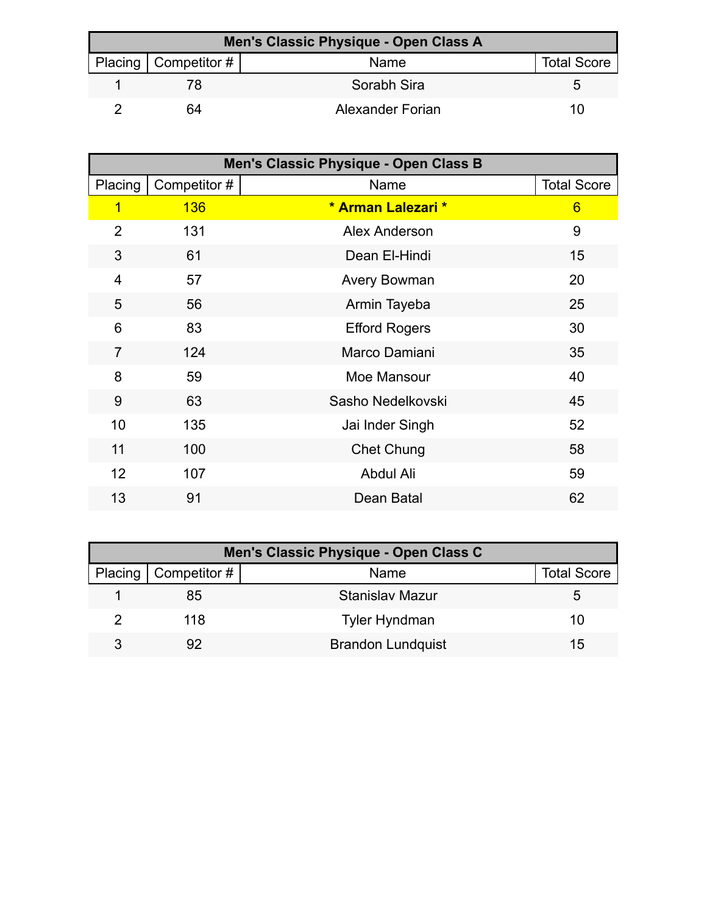| Men's Classic Physique - Open Class A | | | |
|---|---|---|---|
| Placing | Competitor # | Name | Total Score |
| 1 | 78 | Sorabh Sira | 5 |
| 2 | 64 | Alexander Forian | 10 |

| Men's Classic Physique - Open Class B | | | |
|---|---|---|---|
| Placing | Competitor # | Name | Total Score |
| 1 | 136 | **\* Arman Lalezari \*** | 6 |
| 2 | 131 | Alex Anderson | 9 |
| 3 | 61 | Dean El-Hindi | 15 |
| 4 | 57 | Avery Bowman | 20 |
| 5 | 56 | Armin Tayeba | 25 |
| 6 | 83 | Efford Rogers | 30 |
| 7 | 124 | Marco Damiani | 35 |
| 8 | 59 | Moe Mansour | 40 |
| 9 | 63 | Sasho Nedelkovski | 45 |
| 10 | 135 | Jai Inder Singh | 52 |
| 11 | 100 | Chet Chung | 58 |
| 12 | 107 | Abdul Ali | 59 |
| 13 | 91 | Dean Batal | 62 |

| Men's Classic Physique - Open Class C | | | |
|---|---|---|---|
| Placing | Competitor # | Name | Total Score |
| 1 | 85 | Stanislav Mazur | 5 |
| 2 | 118 | Tyler Hyndman | 10 |
| 3 | 92 | Brandon Lundquist | 15 |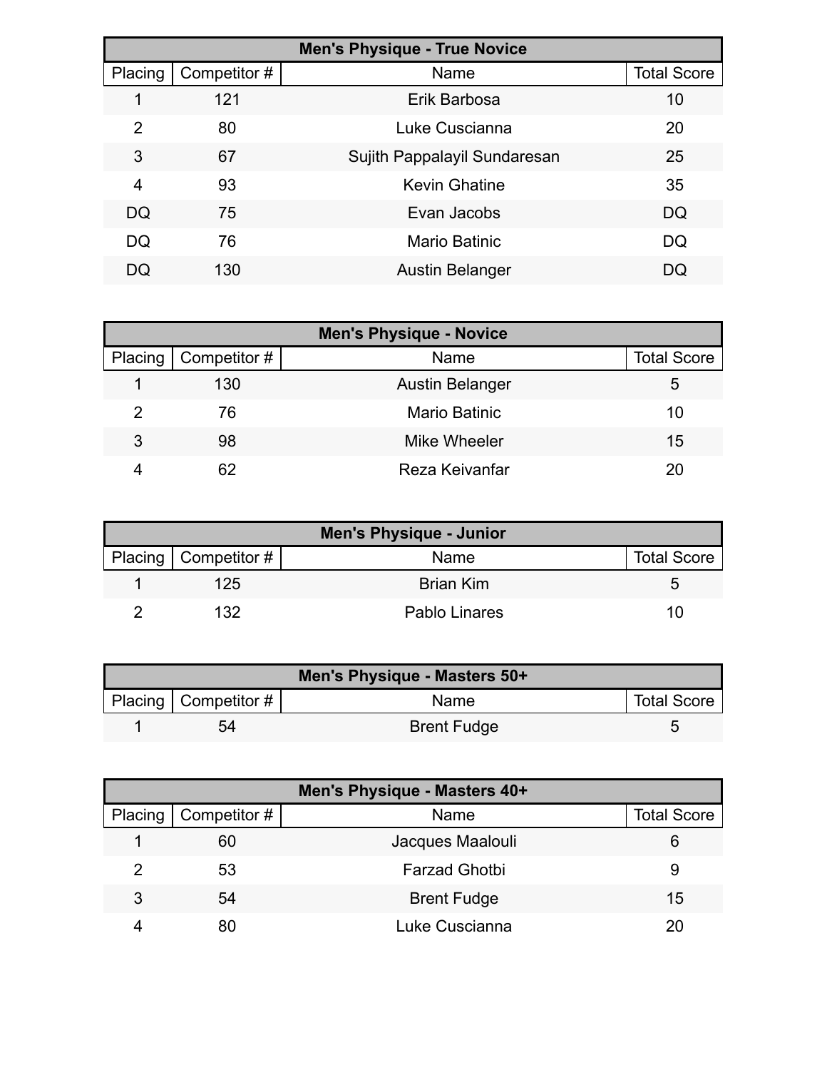| Men's Physique - True Novice | | | |
|---|---|---|---|
| Placing | Competitor # | Name | Total Score |
| 1 | 121 | Erik Barbosa | 10 |
| 2 | 80 | Luke Cuscianna | 20 |
| 3 | 67 | Sujith Pappalayil Sundaresan | 25 |
| 4 | 93 | Kevin Ghatine | 35 |
| DQ | 75 | Evan Jacobs | DQ |
| DQ | 76 | Mario Batinic | DQ |
| DQ | 130 | Austin Belanger | DQ |

| Men's Physique - Novice | | | |
|---|---|---|---|
| Placing | Competitor # | Name | Total Score |
| 1 | 130 | Austin Belanger | 5 |
| 2 | 76 | Mario Batinic | 10 |
| 3 | 98 | Mike Wheeler | 15 |
| 4 | 62 | Reza Keivanfar | 20 |

| Men's Physique - Junior | | | |
|---|---|---|---|
| Placing | Competitor # | Name | Total Score |
| 1 | 125 | Brian Kim | 5 |
| 2 | 132 | Pablo Linares | 10 |

| Men's Physique - Masters 50+ | | | |
|---|---|---|---|
| Placing | Competitor # | Name | Total Score |
| 1 | 54 | Brent Fudge | 5 |

| Men's Physique - Masters 40+ | | | |
|---|---|---|---|
| Placing | Competitor # | Name | Total Score |
| 1 | 60 | Jacques Maalouli | 6 |
| 2 | 53 | Farzad Ghotbi | 9 |
| 3 | 54 | Brent Fudge | 15 |
| 4 | 80 | Luke Cuscianna | 20 |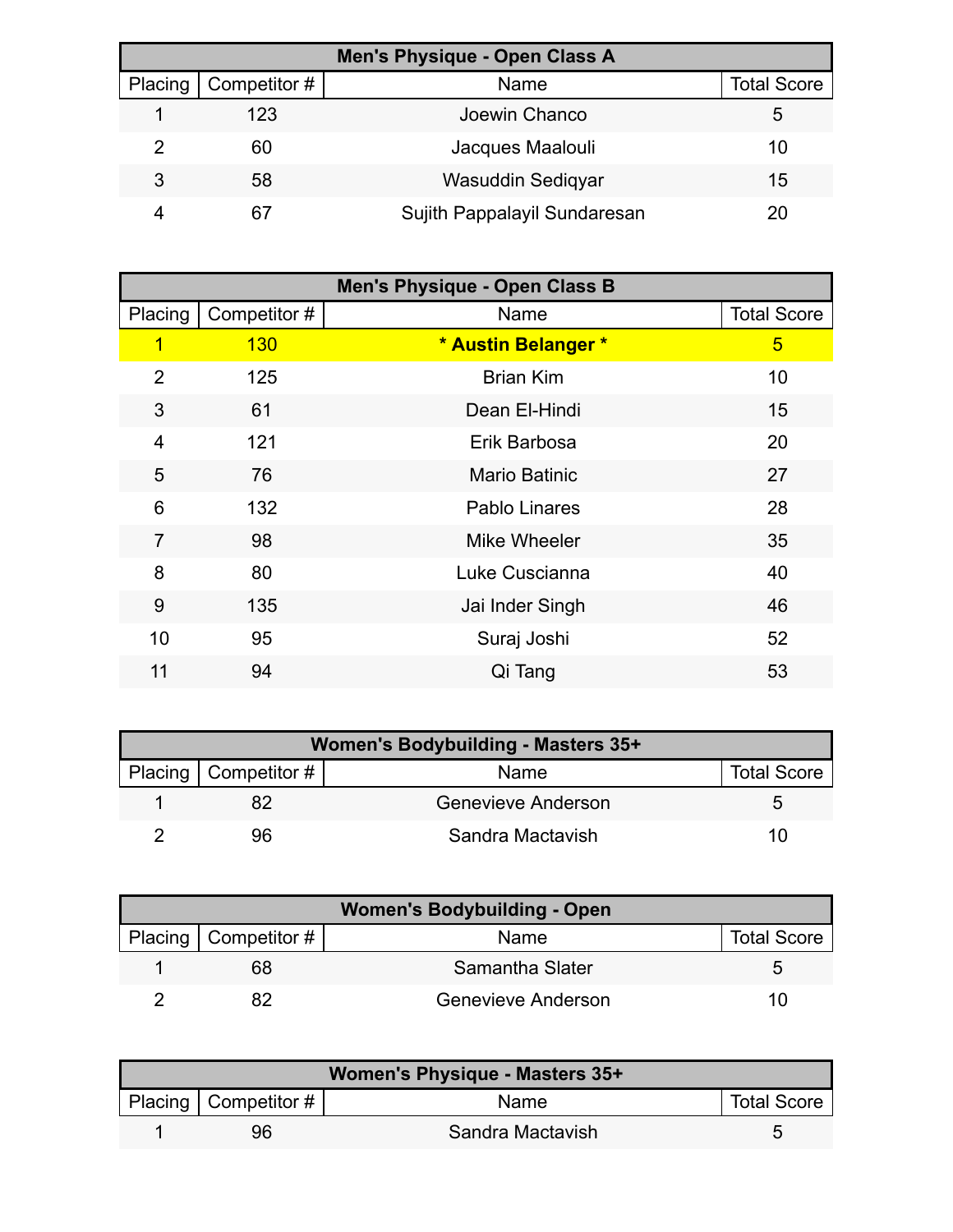| Men's Physique - Open Class A | | | |
|---|---|---|---|
| Placing | Competitor # | Name | Total Score |
| 1 | 123 | Joewin Chanco | 5 |
| 2 | 60 | Jacques Maalouli | 10 |
| 3 | 58 | Wasuddin Sediqyar | 15 |
| 4 | 67 | Sujith Pappalayil Sundaresan | 20 |

| Men's Physique - Open Class B | | | |
|---|---|---|---|
| Placing | Competitor # | Name | Total Score |
| 1 | 130 | **\* Austin Belanger \*** | 5 |
| 2 | 125 | Brian Kim | 10 |
| 3 | 61 | Dean El-Hindi | 15 |
| 4 | 121 | Erik Barbosa | 20 |
| 5 | 76 | Mario Batinic | 27 |
| 6 | 132 | Pablo Linares | 28 |
| 7 | 98 | Mike Wheeler | 35 |
| 8 | 80 | Luke Cuscianna | 40 |
| 9 | 135 | Jai Inder Singh | 46 |
| 10 | 95 | Suraj Joshi | 52 |
| 11 | 94 | Qi Tang | 53 |

| Women's Bodybuilding - Masters 35+ | | | |
|---|---|---|---|
| Placing | Competitor # | Name | Total Score |
| 1 | 82 | Genevieve Anderson | 5 |
| 2 | 96 | Sandra Mactavish | 10 |

| Women's Bodybuilding - Open | | | |
|---|---|---|---|
| Placing | Competitor # | Name | Total Score |
| 1 | 68 | Samantha Slater | 5 |
| 2 | 82 | Genevieve Anderson | 10 |

| Women's Physique - Masters 35+ | | | |
|---|---|---|---|
| Placing | Competitor # | Name | Total Score |
| 1 | 96 | Sandra Mactavish | 5 |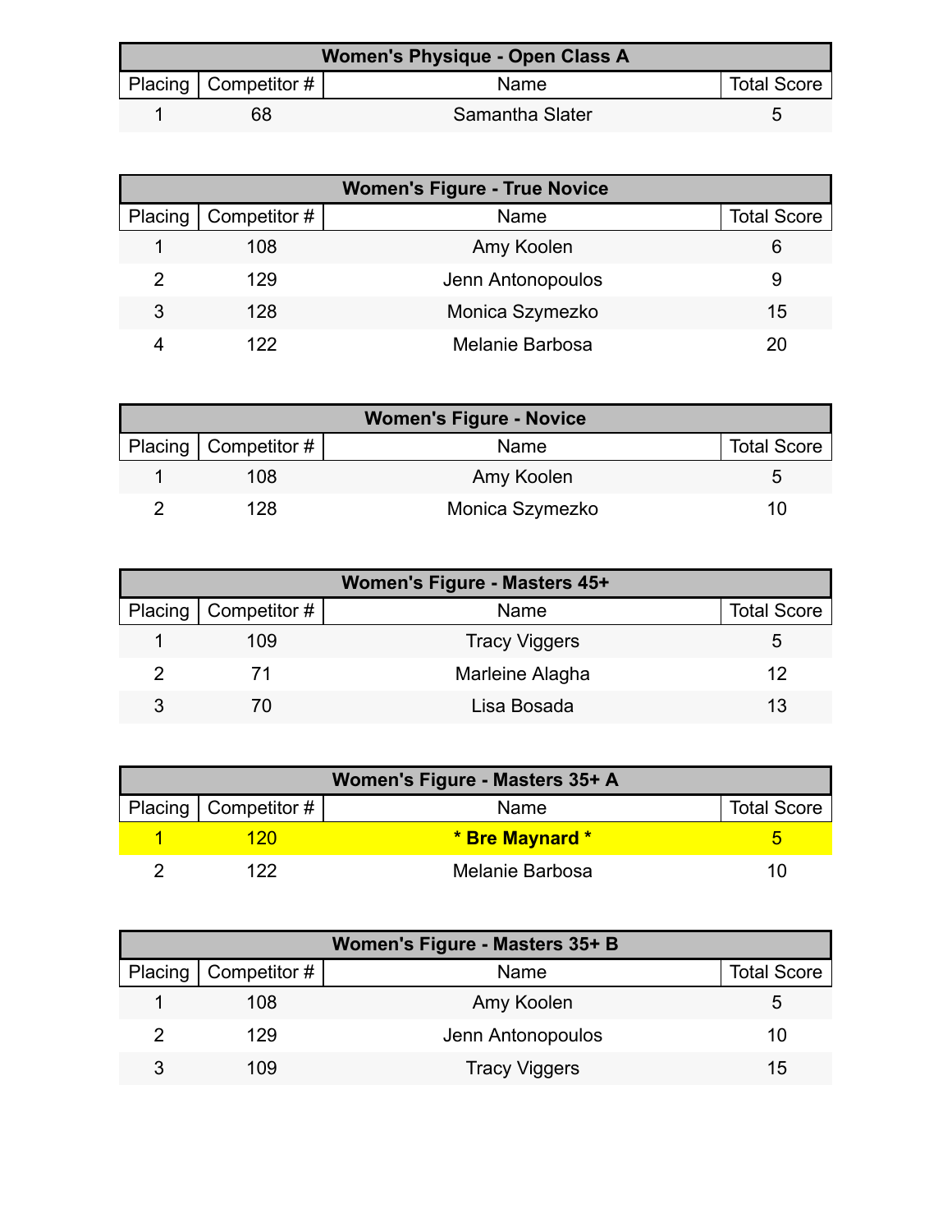| Women's Physique - Open Class A | | | |
|---|---|---|---|
| Placing | Competitor # | Name | Total Score |
| 1 | 68 | Samantha Slater | 5 |

| Women's Figure - True Novice | | | |
|---|---|---|---|
| Placing | Competitor # | Name | Total Score |
| 1 | 108 | Amy Koolen | 6 |
| 2 | 129 | Jenn Antonopoulos | 9 |
| 3 | 128 | Monica Szymezko | 15 |
| 4 | 122 | Melanie Barbosa | 20 |

| Women's Figure - Novice | | | |
|---|---|---|---|
| Placing | Competitor # | Name | Total Score |
| 1 | 108 | Amy Koolen | 5 |
| 2 | 128 | Monica Szymezko | 10 |

| Women's Figure - Masters 45+ | | | |
|---|---|---|---|
| Placing | Competitor # | Name | Total Score |
| 1 | 109 | Tracy Viggers | 5 |
| 2 | 71 | Marleine Alagha | 12 |
| 3 | 70 | Lisa Bosada | 13 |

| Women's Figure - Masters 35+ A | | | |
|---|---|---|---|
| Placing | Competitor # | Name | Total Score |
| 1 | 120 | **\* Bre Maynard \*** | 5 |
| 2 | 122 | Melanie Barbosa | 10 |

| Women's Figure - Masters 35+ B | | | |
|---|---|---|---|
| Placing | Competitor # | Name | Total Score |
| 1 | 108 | Amy Koolen | 5 |
| 2 | 129 | Jenn Antonopoulos | 10 |
| 3 | 109 | Tracy Viggers | 15 |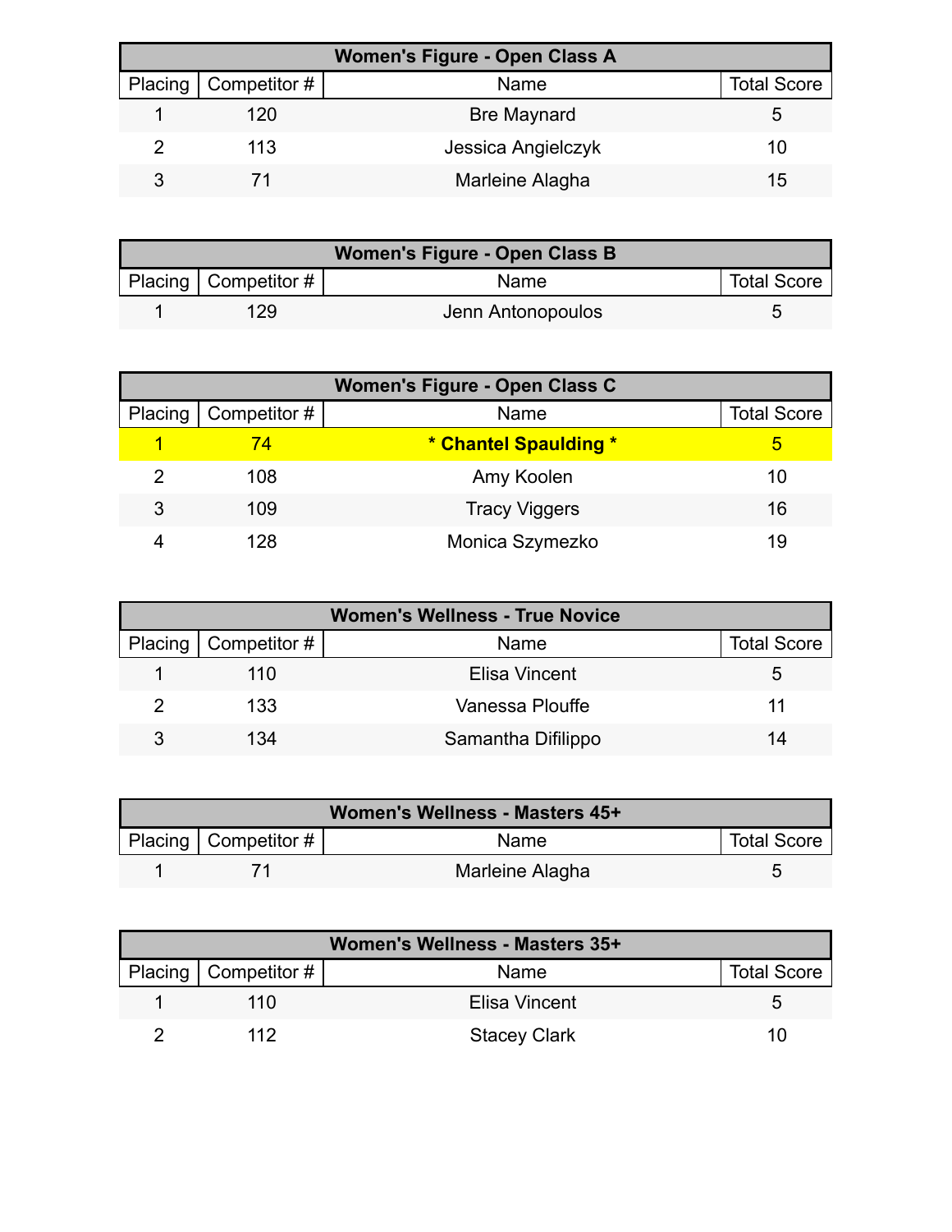| Women's Figure - Open Class A | | | |
|---|---|---|---|
| Placing | Competitor # | Name | Total Score |
| 1 | 120 | Bre Maynard | 5 |
| 2 | 113 | Jessica Angielczyk | 10 |
| 3 | 71 | Marleine Alagha | 15 |

| Women's Figure - Open Class B | | | |
|---|---|---|---|
| Placing | Competitor # | Name | Total Score |
| 1 | 129 | Jenn Antonopoulos | 5 |

| Women's Figure - Open Class C | | | |
|---|---|---|---|
| Placing | Competitor # | Name | Total Score |
| 1 | 74 | **\* Chantel Spaulding \*** | 5 |
| 2 | 108 | Amy Koolen | 10 |
| 3 | 109 | Tracy Viggers | 16 |
| 4 | 128 | Monica Szymezko | 19 |

| Women's Wellness - True Novice | | | |
|---|---|---|---|
| Placing | Competitor # | Name | Total Score |
| 1 | 110 | Elisa Vincent | 5 |
| 2 | 133 | Vanessa Plouffe | 11 |
| 3 | 134 | Samantha Difilippo | 14 |

| Women's Wellness - Masters 45+ | | | |
|---|---|---|---|
| Placing | Competitor # | Name | Total Score |
| 1 | 71 | Marleine Alagha | 5 |

| Women's Wellness - Masters 35+ | | | |
|---|---|---|---|
| Placing | Competitor # | Name | Total Score |
| 1 | 110 | Elisa Vincent | 5 |
| 2 | 112 | Stacey Clark | 10 |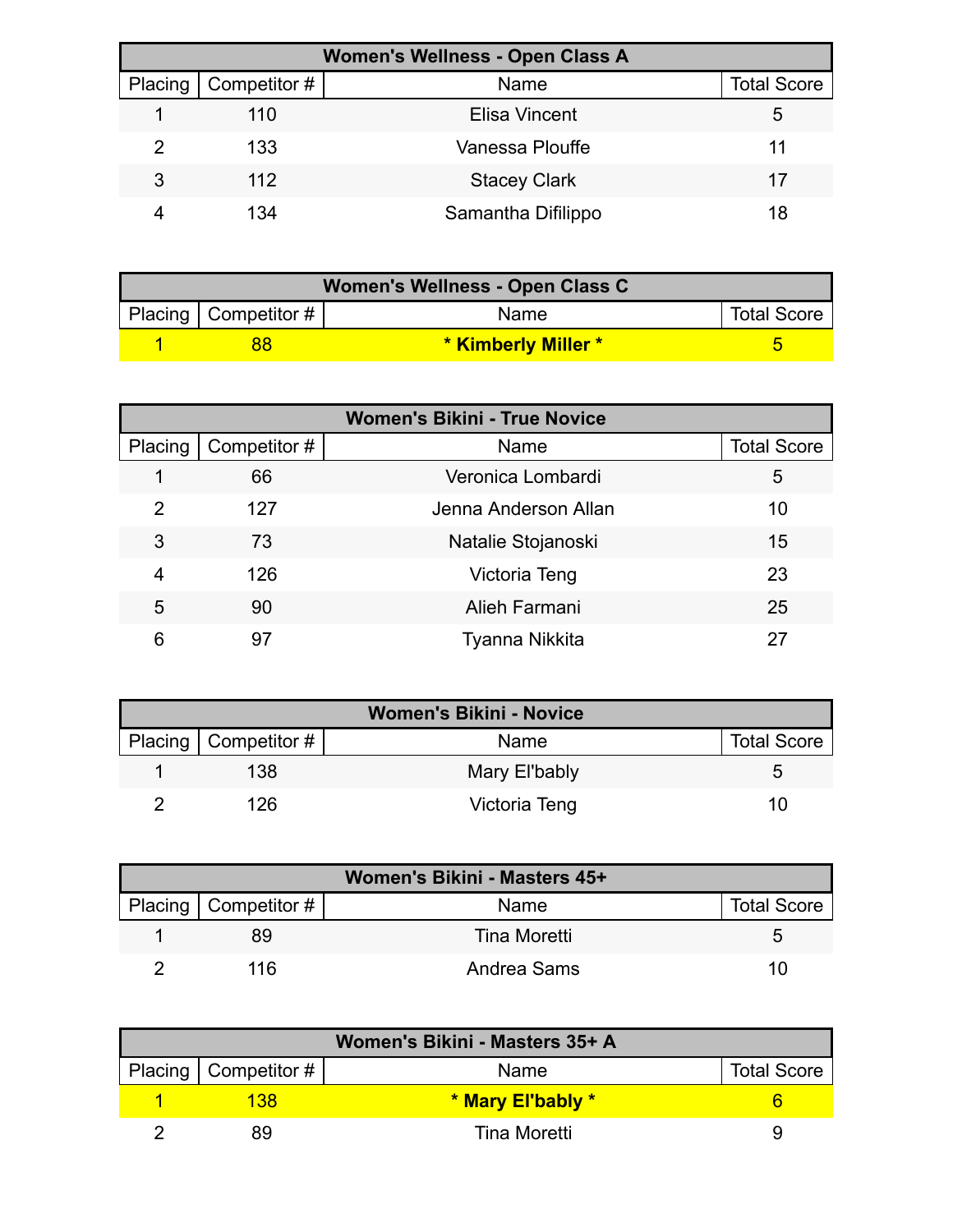| Women's Wellness - Open Class A | | | |
|---|---|---|---|
| Placing | Competitor # | Name | Total Score |
| 1 | 110 | Elisa Vincent | 5 |
| 2 | 133 | Vanessa Plouffe | 11 |
| 3 | 112 | Stacey Clark | 17 |
| 4 | 134 | Samantha Difilippo | 18 |

| Women's Wellness - Open Class C | | | |
|---|---|---|---|
| Placing | Competitor # | Name | Total Score |
| **1** | **88** | *** Kimberly Miller *** | **5** |

| Women's Bikini - True Novice | | | |
|---|---|---|---|
| Placing | Competitor # | Name | Total Score |
| 1 | 66 | Veronica Lombardi | 5 |
| 2 | 127 | Jenna Anderson Allan | 10 |
| 3 | 73 | Natalie Stojanoski | 15 |
| 4 | 126 | Victoria Teng | 23 |
| 5 | 90 | Alieh Farmani | 25 |
| 6 | 97 | Tyanna Nikkita | 27 |

| Women's Bikini - Novice | | | |
|---|---|---|---|
| Placing | Competitor # | Name | Total Score |
| 1 | 138 | Mary El'bably | 5 |
| 2 | 126 | Victoria Teng | 10 |

| Women's Bikini - Masters 45+ | | | |
|---|---|---|---|
| Placing | Competitor # | Name | Total Score |
| 1 | 89 | Tina Moretti | 5 |
| 2 | 116 | Andrea Sams | 10 |

| Women's Bikini - Masters 35+ A | | | |
|---|---|---|---|
| Placing | Competitor # | Name | Total Score |
| **1** | **138** | *** Mary El'bably *** | **6** |
| 2 | 89 | Tina Moretti | 9 |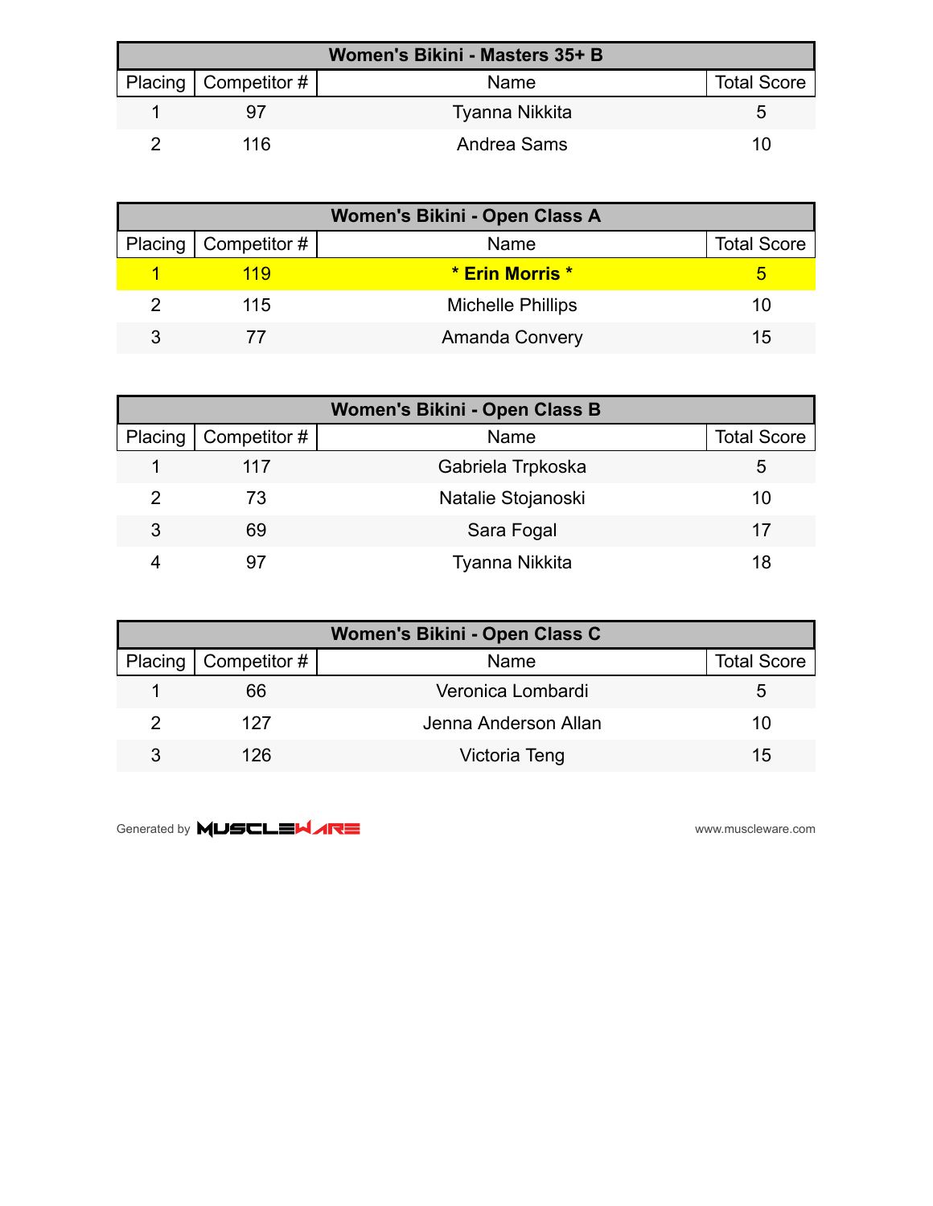| Women's Bikini - Masters 35+ B | | | |
|---|---|---|---|
| Placing | Competitor # | Name | Total Score |
| 1 | 97 | Tyanna Nikkita | 5 |
| 2 | 116 | Andrea Sams | 10 |

| Women's Bikini - Open Class A | | | |
|---|---|---|---|
| Placing | Competitor # | Name | Total Score |
| 1 | 119 | **\* Erin Morris \*** | 5 |
| 2 | 115 | Michelle Phillips | 10 |
| 3 | 77 | Amanda Convery | 15 |

| Women's Bikini - Open Class B | | | |
|---|---|---|---|
| Placing | Competitor # | Name | Total Score |
| 1 | 117 | Gabriela Trpkoska | 5 |
| 2 | 73 | Natalie Stojanoski | 10 |
| 3 | 69 | Sara Fogal | 17 |
| 4 | 97 | Tyanna Nikkita | 18 |

| Women's Bikini - Open Class C | | | |
|---|---|---|---|
| Placing | Competitor # | Name | Total Score |
| 1 | 66 | Veronica Lombardi | 5 |
| 2 | 127 | Jenna Anderson Allan | 10 |
| 3 | 126 | Victoria Teng | 15 |

Generated by MUSCLEWARE www.muscleware.com